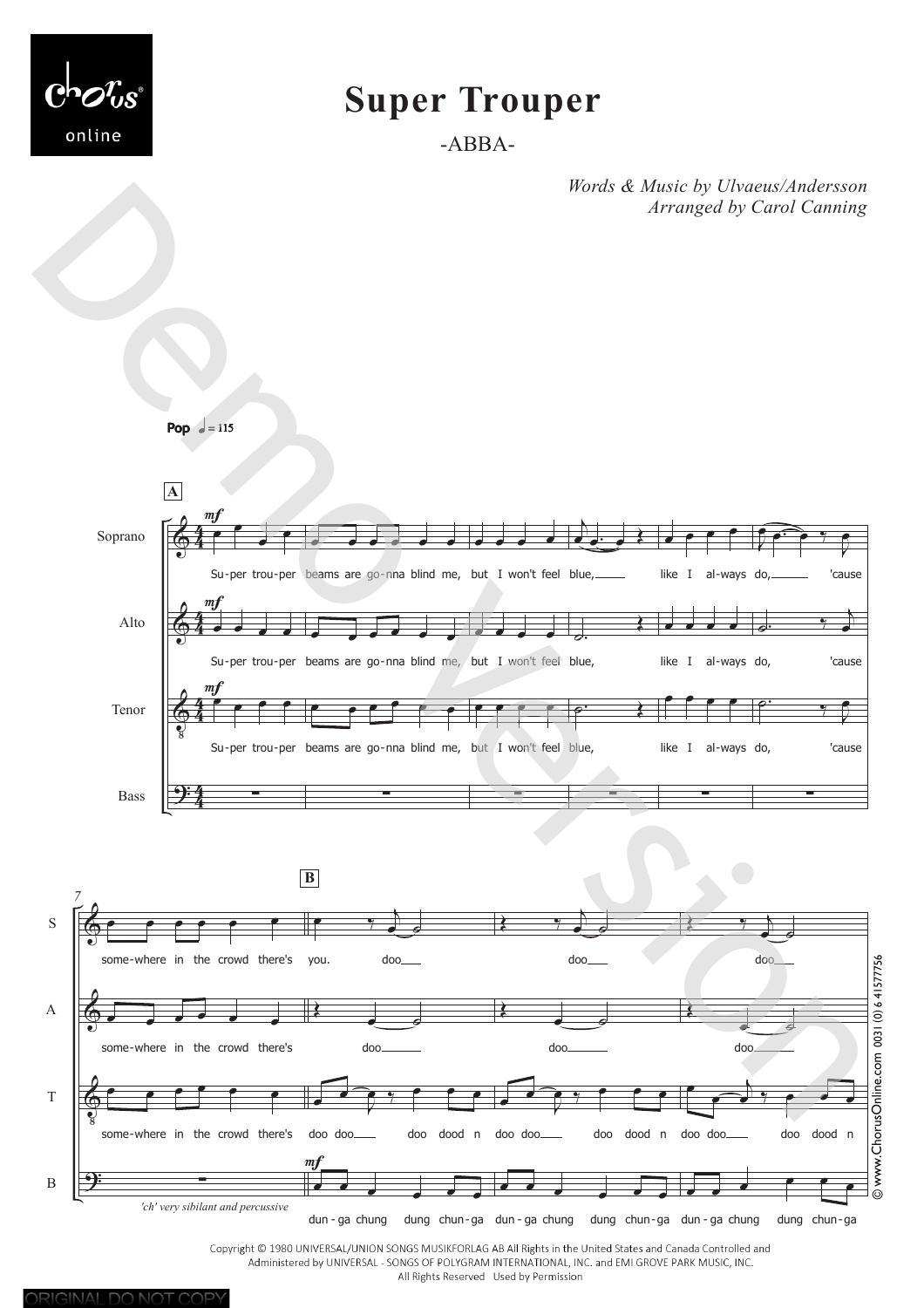# Super Trouper

-ABBA-

*Words & Music by Ulvaeus/Andersson*
*Arranged by Carol Canning*

**Pop** ♩ = 115

**A**

Soprano: Su-per trou-per beams are go-nna blind me, but I won't feel blue, like I al-ways do, 'cause

Alto: Su-per trou-per beams are go-nna blind me, but I won't feel blue, like I al-ways do, 'cause

Tenor: Su-per trou-per beams are go-nna blind me, but I won't feel blue, like I al-ways do, 'cause

Bass: (rests)

7

**B**

S: some-where in the crowd there's you. doo doo doo

A: some-where in the crowd there's doo doo doo

T: some-where in the crowd there's doo doo doo dood n doo doo doo dood n doo doo doo dood n

B: *'ch' very sibilant and percussive* dun-ga chung dung chun-ga dun-ga chung dung chun-ga dun-ga chung dung chun-ga

Copyright © 1980 UNIVERSAL/UNION SONGS MUSIKFORLAG AB All Rights in the United States and Canada Controlled and Administered by UNIVERSAL - SONGS OF POLYGRAM INTERNATIONAL, INC. and EMI GROVE PARK MUSIC, INC.
All Rights Reserved Used by Permission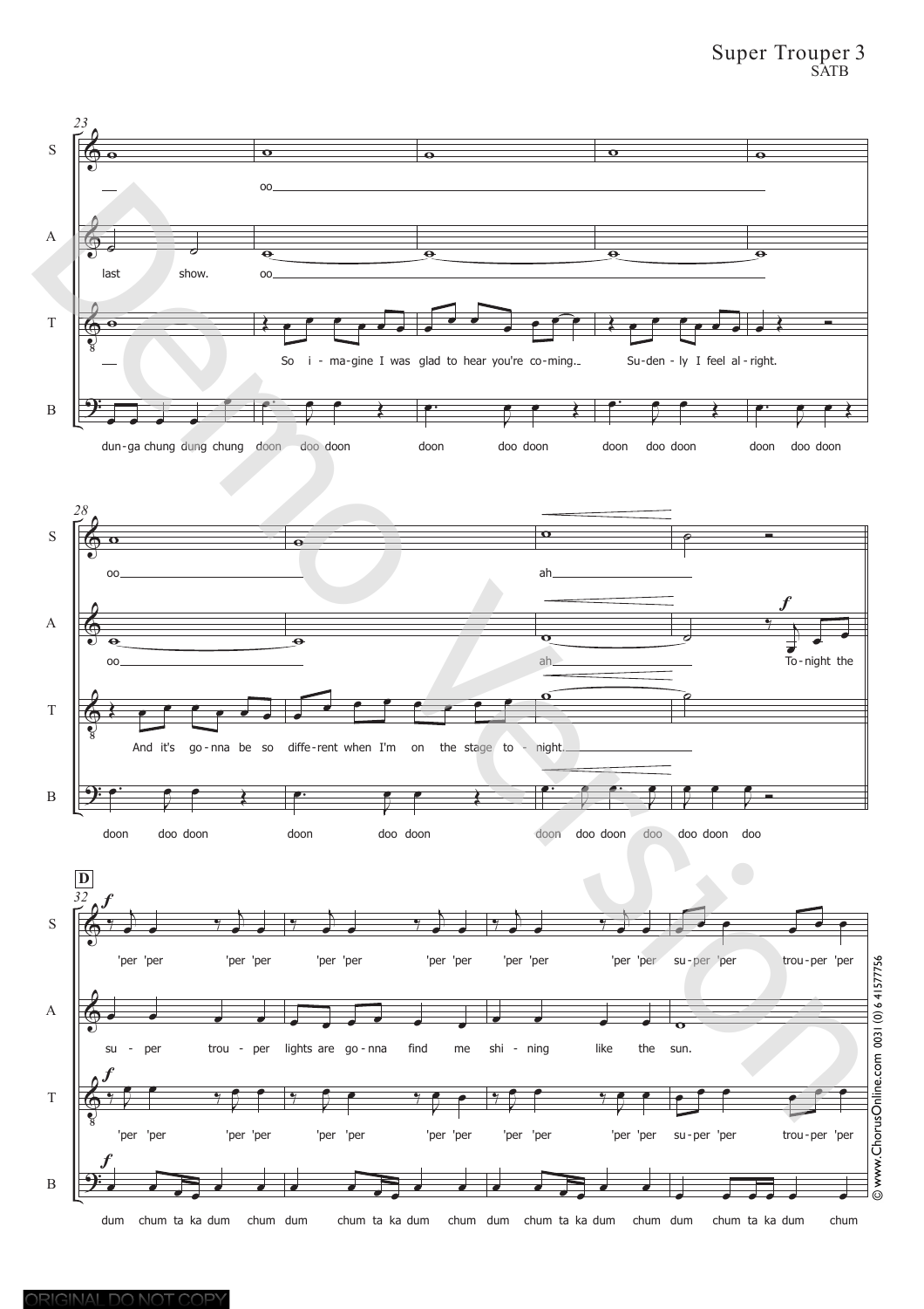Super Trouper 3
SATB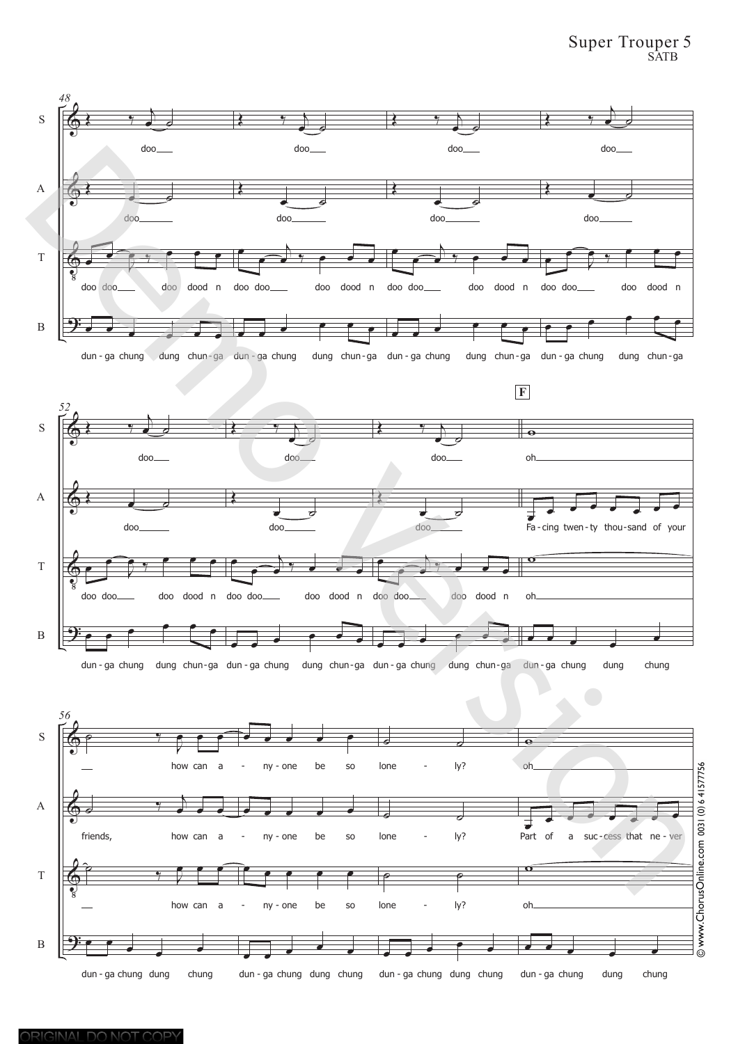Super Trouper 5
SATB

48

S: doo doo doo doo

A: doo doo doo doo

T: doo doo doo dood n doo doo doo dood n doo doo doo dood n doo doo doo dood n

B: dun - ga chung dung chun - ga dun - ga chung dung chun - ga dun - ga chung dung chun - ga dun - ga chung dung chun - ga

52

**F**

S: doo doo doo oh

A: doo doo doo Fa - cing twen - ty thou - sand of your

T: doo doo doo dood n doo doo doo dood n doo doo doo dood n oh

B: dun - ga chung dung chun - ga dun - ga chung dung chun - ga dun - ga chung dung chun - ga dun - ga chung dung chung

56

S: how can a - ny - one be so lone - ly? oh

A: friends, how can a - ny - one be so lone - ly? Part of a suc - cess that ne - ver

T: how can a - ny - one be so lone - ly? oh

B: dun - ga chung dung chung dun - ga chung dung chung dun - ga chung dung chung dun - ga chung dung chung

© www.ChorusOnline.com 0031 (0) 6 41577756

ORIGINAL DO NOT COPY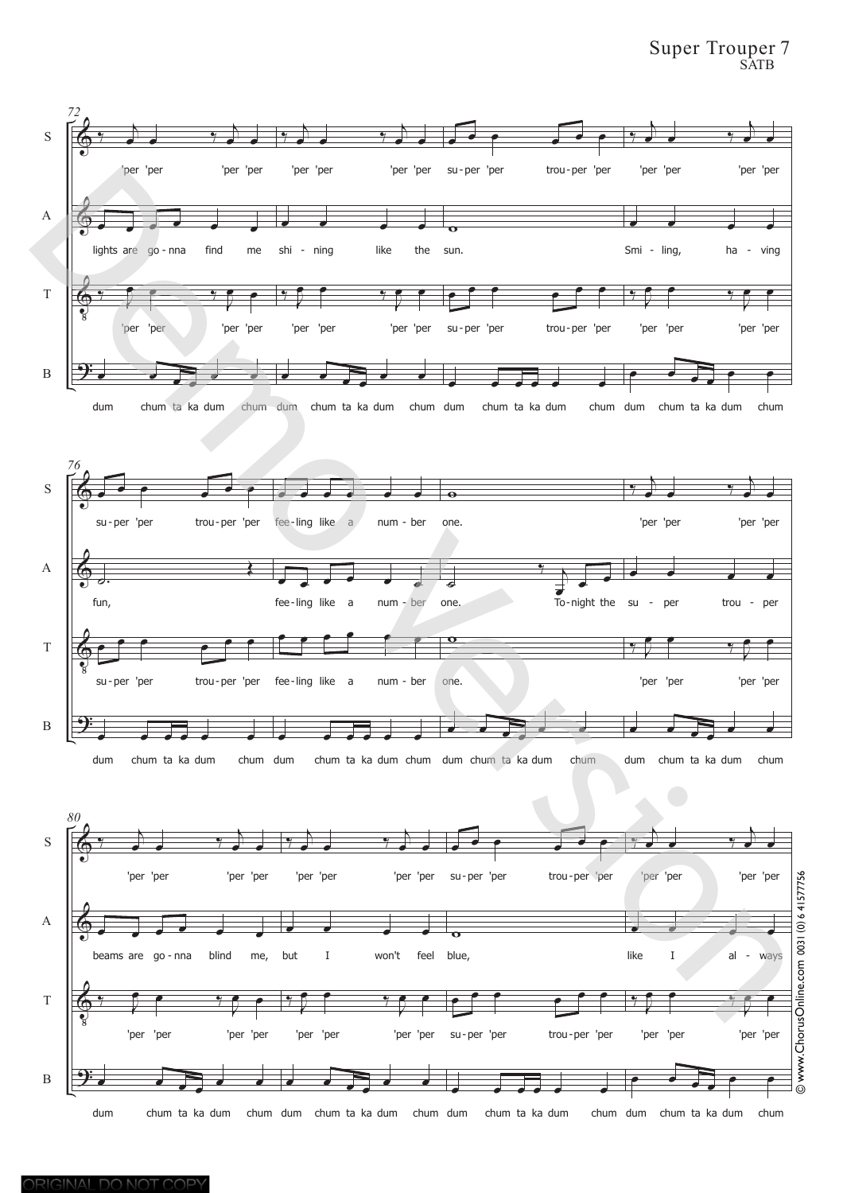72

S: 'per 'per 'per 'per 'per 'per 'per 'per su-per 'per trou-per 'per 'per 'per 'per 'per

A: lights are go-nna find me shi-ning like the sun. Smi-ling, ha-ving

T: 'per 'per 'per 'per 'per 'per 'per 'per su-per 'per trou-per 'per 'per 'per 'per 'per

B: dum chum ta ka dum chum dum chum ta ka dum chum dum chum ta ka dum chum dum chum ta ka dum chum

76

S: su-per 'per trou-per 'per fee-ling like a num-ber one. 'per 'per 'per 'per

A: fun, fee-ling like a num-ber one. To-night the su-per trou-per

T: su-per 'per trou-per 'per fee-ling like a num-ber one. 'per 'per 'per 'per

B: dum chum ta ka dum chum dum chum ta ka dum chum dum chum ta ka dum chum dum chum ta ka dum chum

80

S: 'per 'per 'per 'per 'per 'per 'per 'per su-per 'per trou-per 'per 'per 'per 'per 'per

A: beams are go-nna blind me, but I won't feel blue, like I al-ways

T: 'per 'per 'per 'per 'per 'per 'per 'per su-per 'per trou-per 'per 'per 'per 'per 'per

B: dum chum ta ka dum chum dum chum ta ka dum chum dum chum ta ka dum chum dum chum ta ka dum chum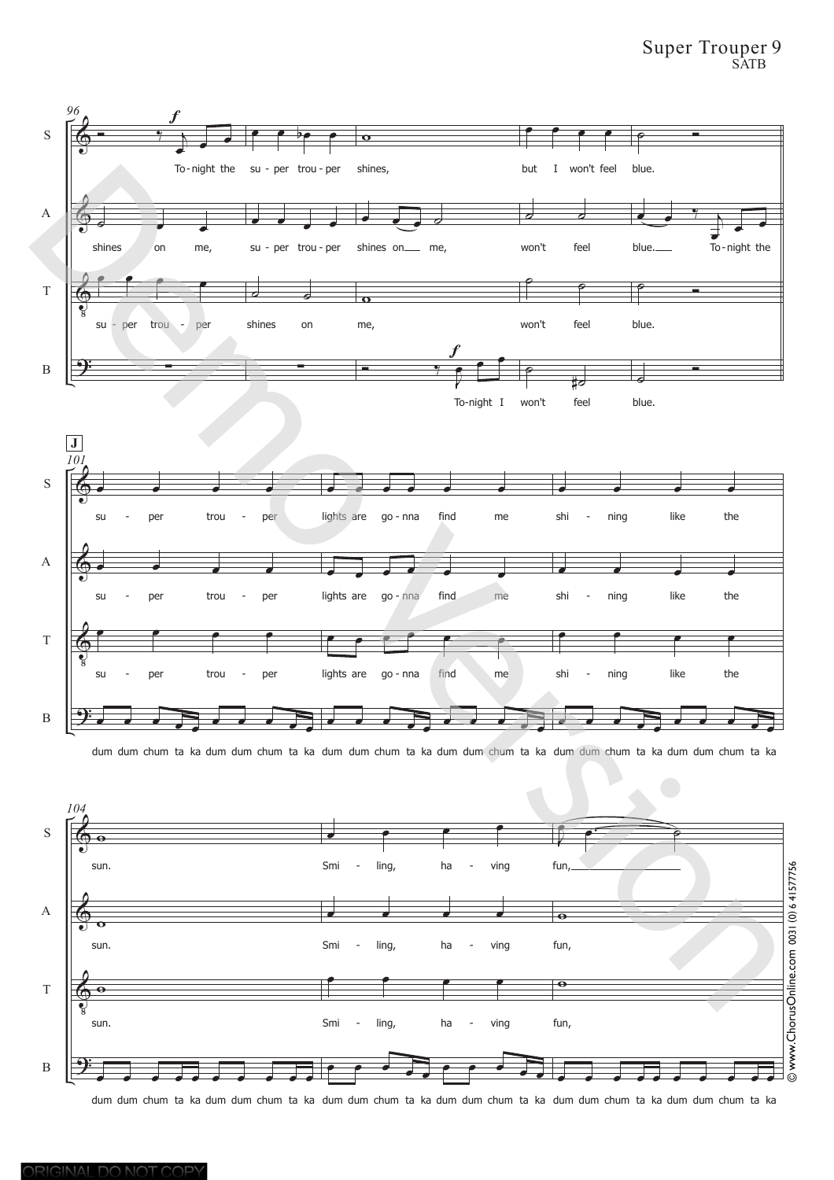S: To-night the su - per trou - per shines, but I won't feel blue.

A: shines on me, su - per trou - per shines on me, won't feel blue. To-night the

T: su - per trou - per shines on me, won't feel blue.

B: To-night I won't feel blue.

**J**

S: su - per trou - per lights are go - nna find me shi - ning like the

A: su - per trou - per lights are go - nna find me shi - ning like the

T: su - per trou - per lights are go - nna find me shi - ning like the

B: dum dum chum ta ka dum dum chum ta ka dum dum chum ta ka dum dum chum ta ka dum dum chum ta ka dum dum chum ta ka

S: sun. Smi - ling, ha - ving fun,

A: sun. Smi - ling, ha - ving fun,

T: sun. Smi - ling, ha - ving fun,

B: dum dum chum ta ka dum dum chum ta ka dum dum chum ta ka dum dum chum ta ka dum dum chum ta ka dum dum chum ta ka

© www.ChorusOnline.com 0031 (0) 6 41577756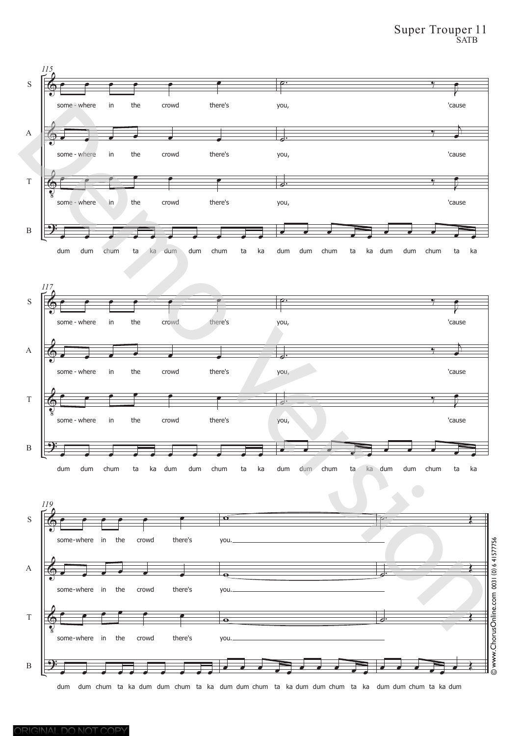Super Trouper 11
SATB

115

S: some - where in the crowd there's you, 'cause

A: some - where in the crowd there's you, 'cause

T: some - where in the crowd there's you, 'cause

B: dum dum chum ta ka dum dum chum ta ka dum dum chum ta ka dum dum chum ta ka

117

S: some - where in the crowd there's you, 'cause

A: some - where in the crowd there's you, 'cause

T: some - where in the crowd there's you, 'cause

B: dum dum chum ta ka dum dum chum ta ka dum dum chum ta ka dum dum chum ta ka

119

S: some-where in the crowd there's you.

A: some-where in the crowd there's you.

T: some-where in the crowd there's you.

B: dum dum chum ta ka dum dum chum ta ka dum dum chum ta ka dum dum chum ta ka dum dum chum ta ka dum

© www.ChorusOnline.com 0031 (0) 6 41577756

ORIGINAL DO NOT COPY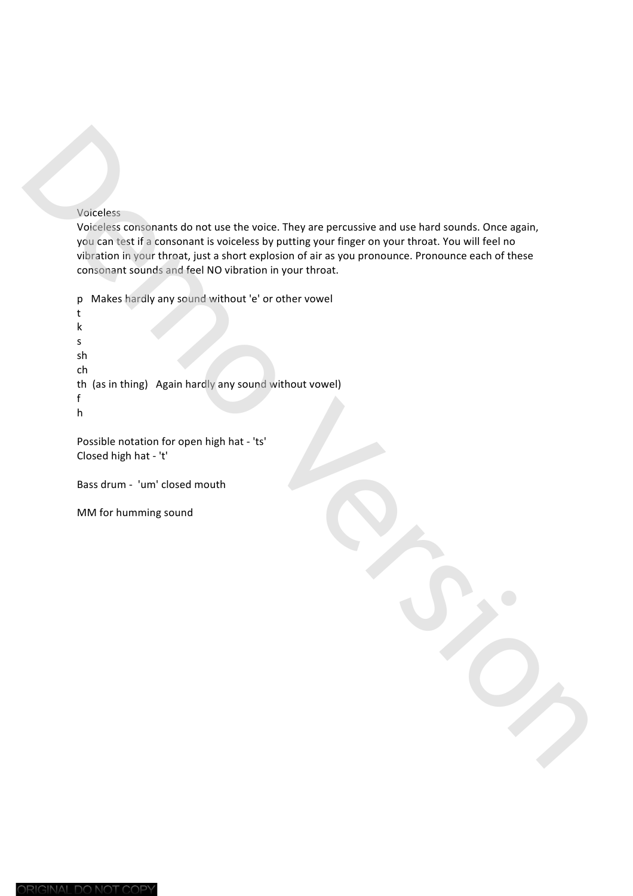Voiceless

Voiceless consonants do not use the voice. They are percussive and use hard sounds. Once again, you can test if a consonant is voiceless by putting your finger on your throat. You will feel no vibration in your throat, just a short explosion of air as you pronounce. Pronounce each of these consonant sounds and feel NO vibration in your throat.

p   Makes hardly any sound without 'e' or other vowel
t
k
s
sh
ch
th  (as in thing)   Again hardly any sound without vowel)
f
h

Possible notation for open high hat - 'ts'
Closed high hat - 't'

Bass drum -  'um' closed mouth

MM for humming sound